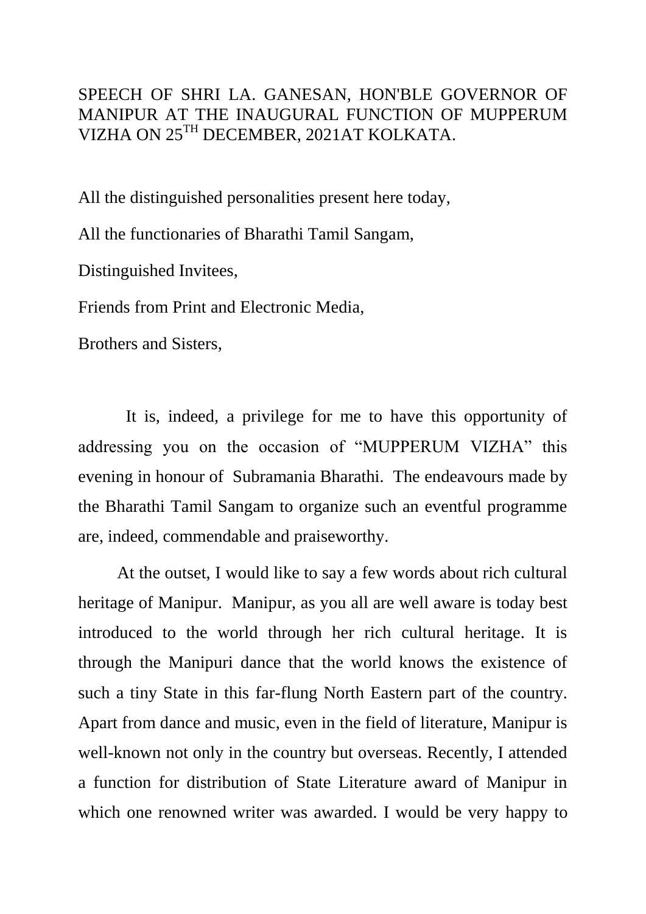SPEECH OF SHRI LA. GANESAN, HON'BLE GOVERNOR OF MANIPUR AT THE INAUGURAL FUNCTION OF MUPPERUM VIZHA ON 25TH DECEMBER, 2021AT KOLKATA.

All the distinguished personalities present here today,

All the functionaries of Bharathi Tamil Sangam,

Distinguished Invitees,

Friends from Print and Electronic Media,

Brothers and Sisters,

It is, indeed, a privilege for me to have this opportunity of addressing you on the occasion of "MUPPERUM VIZHA" this evening in honour of Subramania Bharathi. The endeavours made by the Bharathi Tamil Sangam to organize such an eventful programme are, indeed, commendable and praiseworthy.

At the outset, I would like to say a few words about rich cultural heritage of Manipur. Manipur, as you all are well aware is today best introduced to the world through her rich cultural heritage. It is through the Manipuri dance that the world knows the existence of such a tiny State in this far-flung North Eastern part of the country. Apart from dance and music, even in the field of literature, Manipur is well-known not only in the country but overseas. Recently, I attended a function for distribution of State Literature award of Manipur in which one renowned writer was awarded. I would be very happy to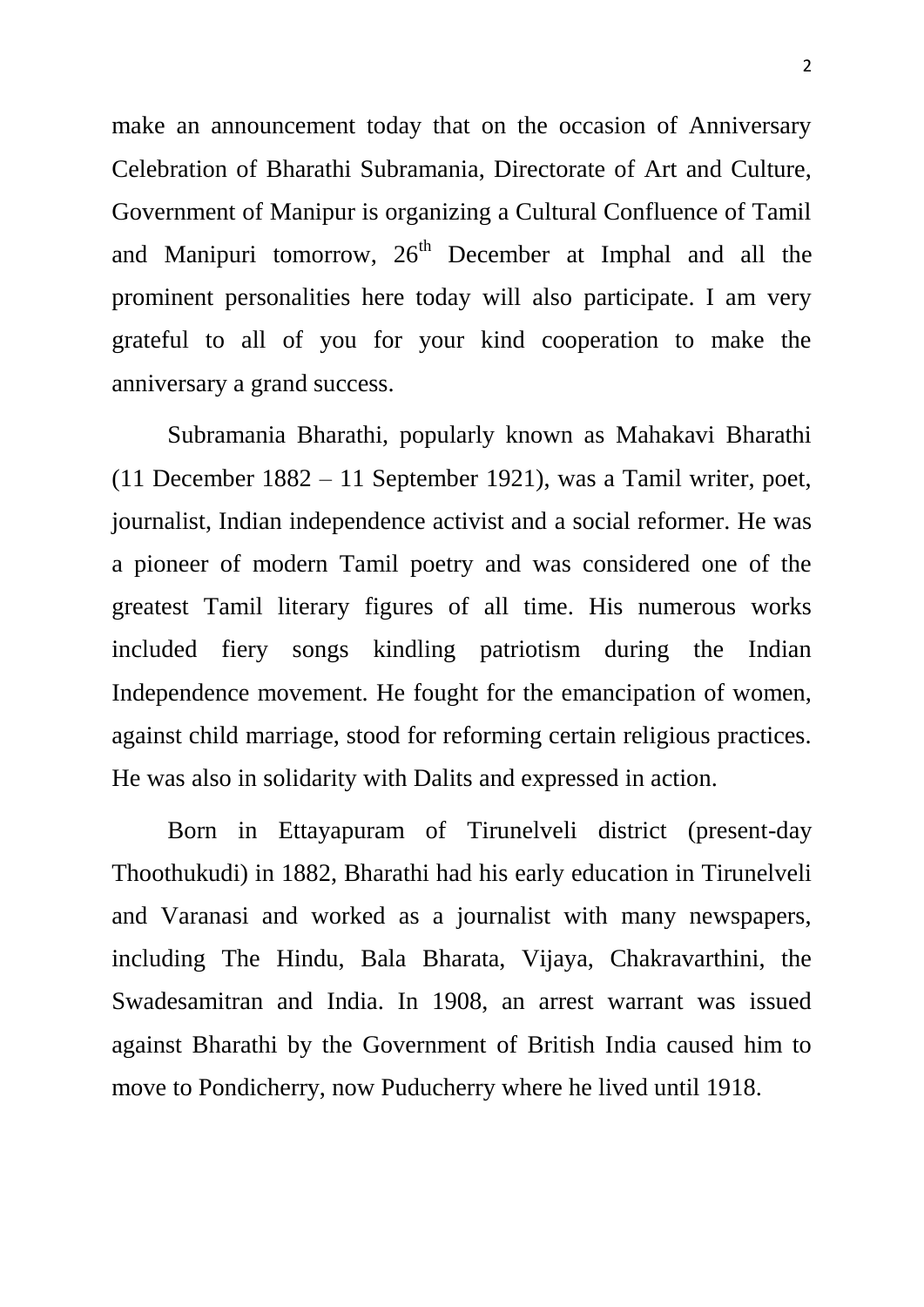make an announcement today that on the occasion of Anniversary Celebration of Bharathi Subramania, Directorate of Art and Culture, Government of Manipur is organizing a Cultural Confluence of Tamil and Manipuri tomorrow, 26th December at Imphal and all the prominent personalities here today will also participate. I am very grateful to all of you for your kind cooperation to make the anniversary a grand success.

Subramania Bharathi, popularly known as Mahakavi Bharathi (11 December 1882 – 11 September 1921), was a Tamil writer, poet, journalist, Indian independence activist and a social reformer. He was a pioneer of modern Tamil poetry and was considered one of the greatest Tamil literary figures of all time. His numerous works included fiery songs kindling patriotism during the Indian Independence movement. He fought for the emancipation of women, against child marriage, stood for reforming certain religious practices. He was also in solidarity with Dalits and expressed in action.

Born in Ettayapuram of Tirunelveli district (present-day Thoothukudi) in 1882, Bharathi had his early education in Tirunelveli and Varanasi and worked as a journalist with many newspapers, including The Hindu, Bala Bharata, Vijaya, Chakravarthini, the Swadesamitran and India. In 1908, an arrest warrant was issued against Bharathi by the Government of British India caused him to move to Pondicherry, now Puducherry where he lived until 1918.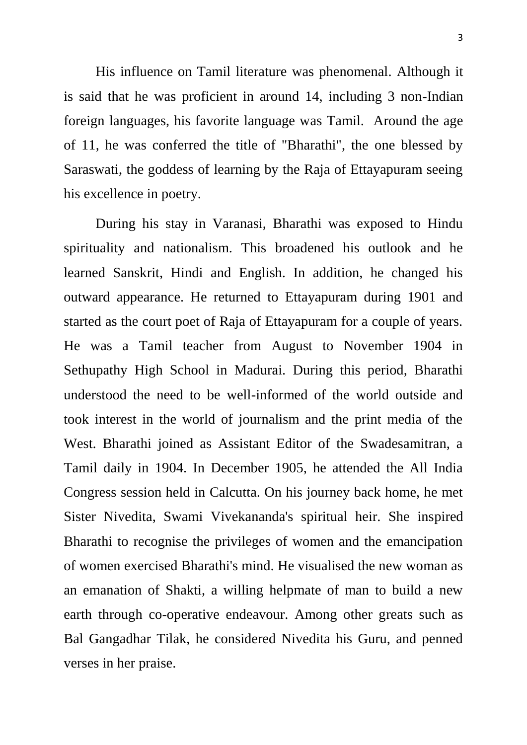His influence on Tamil literature was phenomenal. Although it is said that he was proficient in around 14, including 3 non-Indian foreign languages, his favorite language was Tamil. Around the age of 11, he was conferred the title of "Bharathi", the one blessed by Saraswati, the goddess of learning by the Raja of Ettayapuram seeing his excellence in poetry.

During his stay in Varanasi, Bharathi was exposed to Hindu spirituality and nationalism. This broadened his outlook and he learned Sanskrit, Hindi and English. In addition, he changed his outward appearance. He returned to Ettayapuram during 1901 and started as the court poet of Raja of Ettayapuram for a couple of years. He was a Tamil teacher from August to November 1904 in Sethupathy High School in Madurai. During this period, Bharathi understood the need to be well-informed of the world outside and took interest in the world of journalism and the print media of the West. Bharathi joined as Assistant Editor of the Swadesamitran, a Tamil daily in 1904. In December 1905, he attended the All India Congress session held in Calcutta. On his journey back home, he met Sister Nivedita, Swami Vivekananda's spiritual heir. She inspired Bharathi to recognise the privileges of women and the emancipation of women exercised Bharathi's mind. He visualised the new woman as an emanation of Shakti, a willing helpmate of man to build a new earth through co-operative endeavour. Among other greats such as Bal Gangadhar Tilak, he considered Nivedita his Guru, and penned verses in her praise.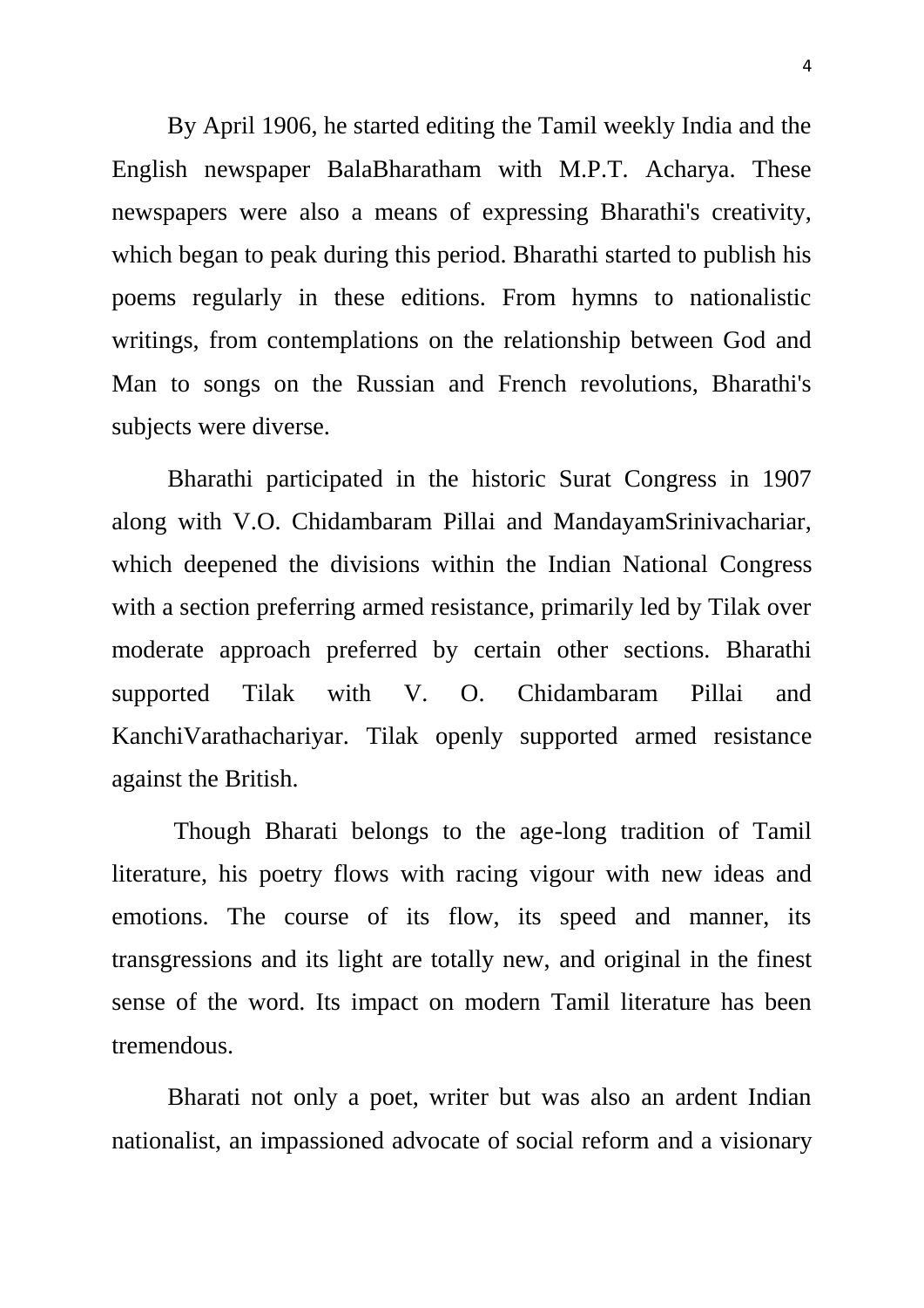By April 1906, he started editing the Tamil weekly India and the English newspaper BalaBharatham with M.P.T. Acharya. These newspapers were also a means of expressing Bharathi's creativity, which began to peak during this period. Bharathi started to publish his poems regularly in these editions. From hymns to nationalistic writings, from contemplations on the relationship between God and Man to songs on the Russian and French revolutions, Bharathi's subjects were diverse.

Bharathi participated in the historic Surat Congress in 1907 along with V.O. Chidambaram Pillai and MandayamSrinivachariar, which deepened the divisions within the Indian National Congress with a section preferring armed resistance, primarily led by Tilak over moderate approach preferred by certain other sections. Bharathi supported Tilak with V. O. Chidambaram Pillai and KanchiVarathachariyar. Tilak openly supported armed resistance against the British.

Though Bharati belongs to the age-long tradition of Tamil literature, his poetry flows with racing vigour with new ideas and emotions. The course of its flow, its speed and manner, its transgressions and its light are totally new, and original in the finest sense of the word. Its impact on modern Tamil literature has been tremendous.

Bharati not only a poet, writer but was also an ardent Indian nationalist, an impassioned advocate of social reform and a visionary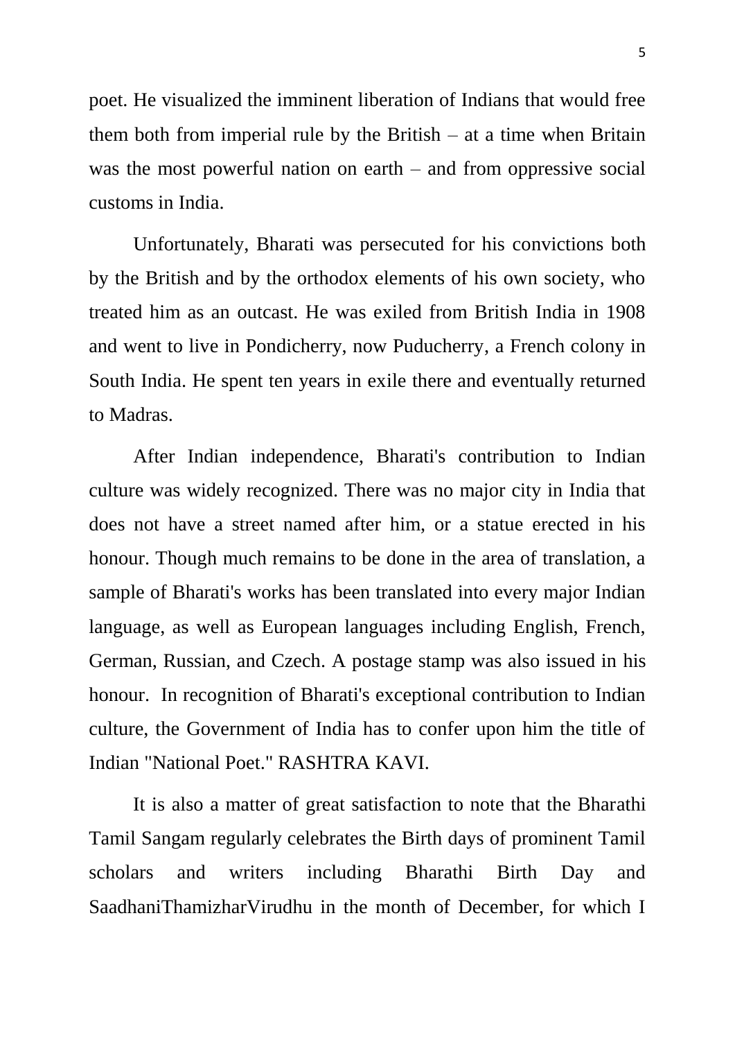poet. He visualized the imminent liberation of Indians that would free them both from imperial rule by the British – at a time when Britain was the most powerful nation on earth – and from oppressive social customs in India.

Unfortunately, Bharati was persecuted for his convictions both by the British and by the orthodox elements of his own society, who treated him as an outcast. He was exiled from British India in 1908 and went to live in Pondicherry, now Puducherry, a French colony in South India. He spent ten years in exile there and eventually returned to Madras.

After Indian independence, Bharati's contribution to Indian culture was widely recognized. There was no major city in India that does not have a street named after him, or a statue erected in his honour. Though much remains to be done in the area of translation, a sample of Bharati's works has been translated into every major Indian language, as well as European languages including English, French, German, Russian, and Czech. A postage stamp was also issued in his honour. In recognition of Bharati's exceptional contribution to Indian culture, the Government of India has to confer upon him the title of Indian "National Poet." RASHTRA KAVI.

It is also a matter of great satisfaction to note that the Bharathi Tamil Sangam regularly celebrates the Birth days of prominent Tamil scholars and writers including Bharathi Birth Day and SaadhaniThamizharVirudhu in the month of December, for which I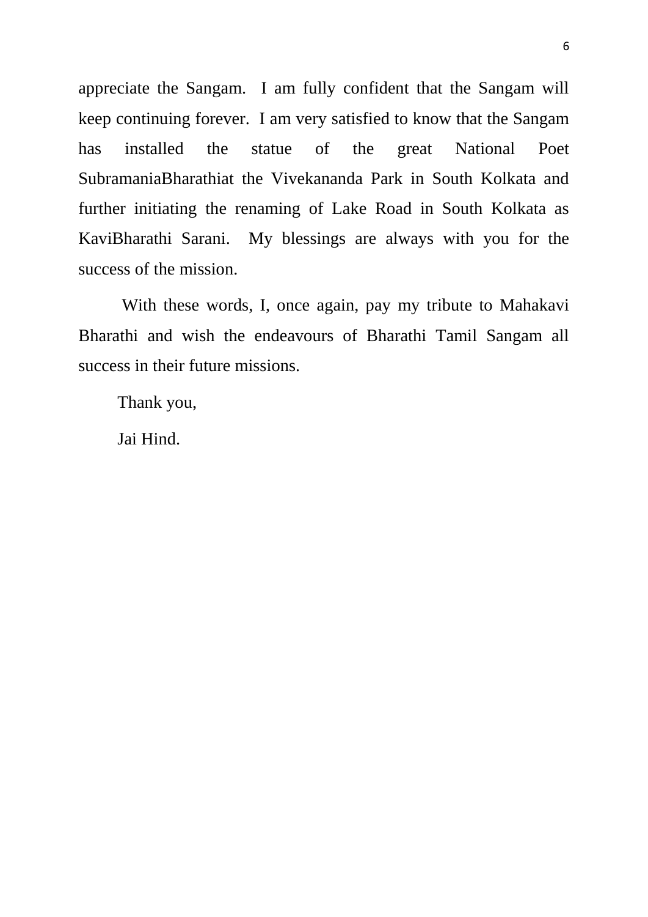appreciate the Sangam. I am fully confident that the Sangam will keep continuing forever. I am very satisfied to know that the Sangam has installed the statue of the great National Poet SubramaniaBharathiat the Vivekananda Park in South Kolkata and further initiating the renaming of Lake Road in South Kolkata as KaviBharathi Sarani. My blessings are always with you for the success of the mission.

With these words, I, once again, pay my tribute to Mahakavi Bharathi and wish the endeavours of Bharathi Tamil Sangam all success in their future missions.

Thank you,

Jai Hind.